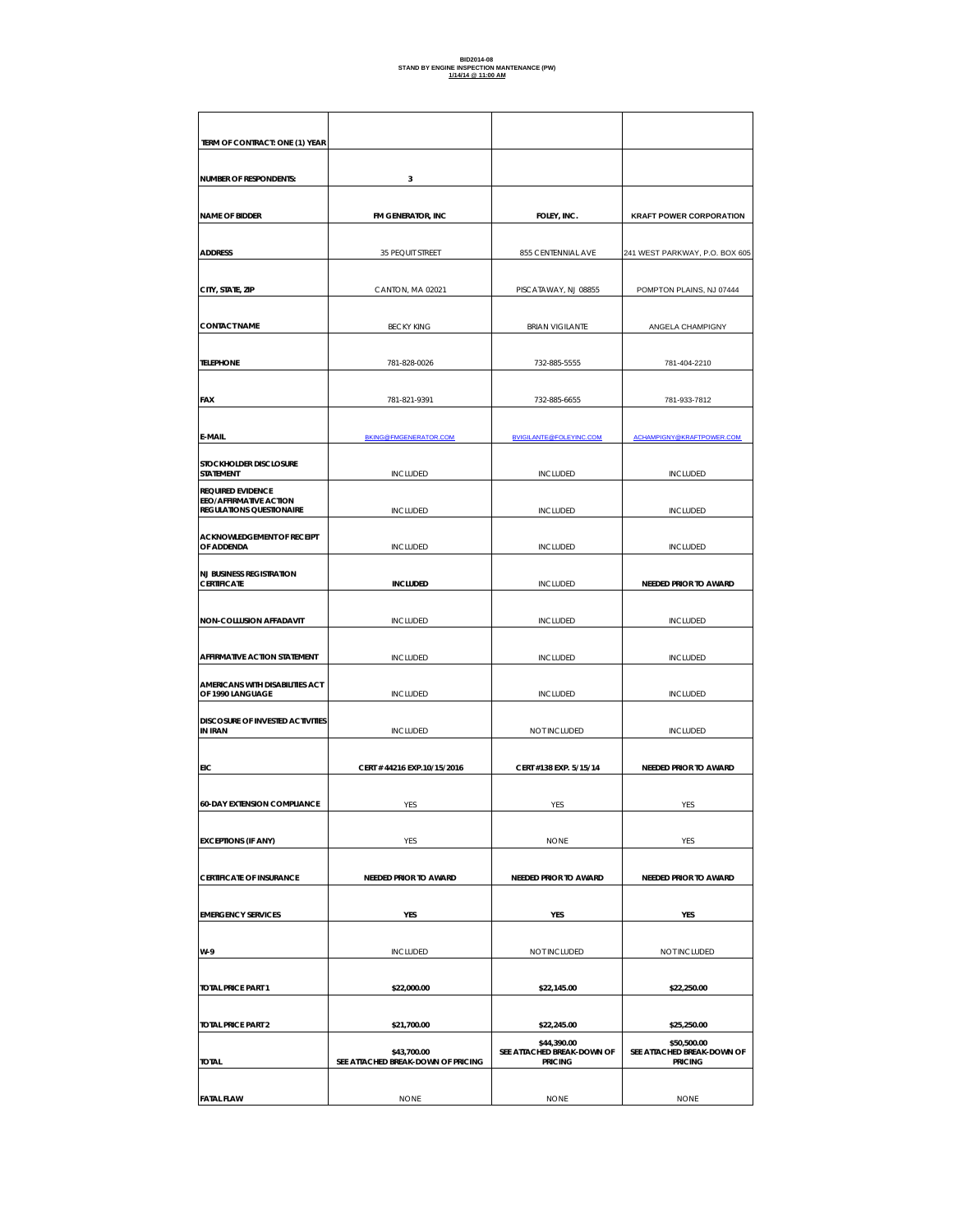**BID2014-08**
**STAND BY ENGINE INSPECTION MANTENANCE (PW)**
**1/14/14 @ 11:00 AM**

| TERM OF CONTRACT: ONE (1) YEAR | | | |
|---|---|---|---|
| NUMBER OF RESPONDENTS: | 3 | | |
| NAME OF BIDDER | FM GENERATOR, INC | FOLEY, INC. | KRAFT POWER CORPORATION |
| ADDRESS | 35 PEQUIT STREET | 855 CENTENNIAL AVE | 241 WEST PARKWAY, P.O. BOX 605 |
| CITY, STATE, ZIP | CANTON, MA 02021 | PISCATAWAY, NJ 08855 | POMPTON PLAINS, NJ 07444 |
| CONTACT NAME | BECKY KING | BRIAN VIGILANTE | ANGELA CHAMPIGNY |
| TELEPHONE | 781-828-0026 | 732-885-5555 | 781-404-2210 |
| FAX | 781-821-9391 | 732-885-6655 | 781-933-7812 |
| E-MAIL | BKING@FMGENERATOR.COM | BVIGILANTE@FOLEYINC.COM | ACHAMPIGNY@KRAFTPOWER.COM |
| STOCKHOLDER DISCLOSURE STATEMENT | INCLUDED | INCLUDED | INCLUDED |
| REQUIRED EVIDENCE EEO/AFFIRMATIVE ACTION REGULATIONS QUESTIONAIRE | INCLUDED | INCLUDED | INCLUDED |
| ACKNOWLEDGEMENT OF RECEIPT OF ADDENDA | INCLUDED | INCLUDED | INCLUDED |
| NJ BUSINESS REGISTRATION CERTIFICATE | **INCLUDED** | INCLUDED | **NEEDED PRIOR TO AWARD** |
| NON-COLLUSION AFFADAVIT | INCLUDED | INCLUDED | INCLUDED |
| AFFIRMATIVE ACTION STATEMENT | INCLUDED | INCLUDED | INCLUDED |
| AMERICANS WITH DISABILITIES ACT OF 1990 LANGUAGE | INCLUDED | INCLUDED | INCLUDED |
| DISCOSURE OF INVESTED ACTIVITIES IN IRAN | INCLUDED | NOT INCLUDED | INCLUDED |
| EIC | CERT # 44216 EXP.10/15/2016 | CERT #138 EXP. 5/15/14 | **NEEDED PRIOR TO AWARD** |
| 60-DAY EXTENSION COMPLIANCE | YES | YES | YES |
| EXCEPTIONS (IF ANY) | YES | NONE | YES |
| CERTIFICATE OF INSURANCE | **NEEDED PRIOR TO AWARD** | **NEEDED PRIOR TO AWARD** | **NEEDED PRIOR TO AWARD** |
| EMERGENCY SERVICES | **YES** | **YES** | **YES** |
| W-9 | INCLUDED | NOT INCLUDED | NOT INCLUDED |
| TOTAL PRICE PART 1 | $22,000.00 | $22,145.00 | $22,250.00 |
| TOTAL PRICE PART 2 | $21,700.00 | $22,245.00 | $25,250.00 |
| TOTAL | $43,700.00 SEE ATTACHED BREAK-DOWN OF PRICING | $44,390.00 SEE ATTACHED BREAK-DOWN OF PRICING | $50,500.00 SEE ATTACHED BREAK-DOWN OF PRICING |
| FATAL FLAW | NONE | NONE | NONE |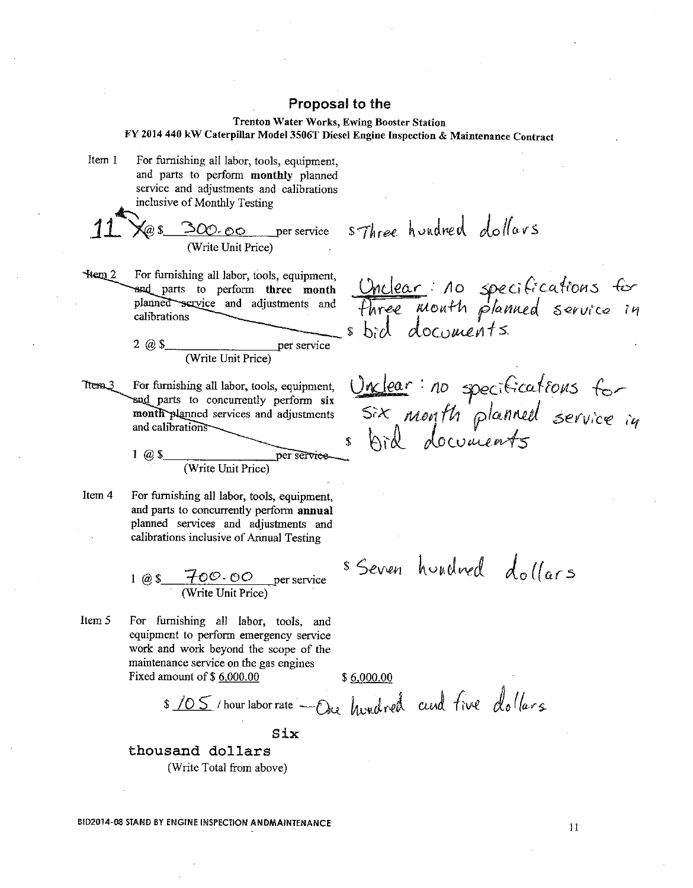## Proposal to the

**Trenton Water Works, Ewing Booster Station**
**FY 2014 440 kW Caterpillar Model 3506T Diesel Engine Inspection & Maintenance Contract**

Item 1 For furnishing all labor, tools, equipment, and parts to perform **monthly** planned service and adjustments and calibrations inclusive of Monthly Testing

11 X @ $ 300.00 per service $ Three hundred dollars
(Write Unit Price)

~~Item 2 For furnishing all labor, tools, equipment, and parts to perform **three month** planned service and adjustments and calibrations~~

2 @ $________ per service $ Unclear: no specifications for three month planned service in bid documents.
(Write Unit Price)

~~Item 3 For furnishing all labor, tools, equipment, and parts to concurrently perform **six month** planned services and adjustments and calibrations~~

1 @ $________ per service $ Unclear: no specifications for six month planned service in bid documents
(Write Unit Price)

Item 4 For furnishing all labor, tools, equipment, and parts to concurrently perform **annual** planned services and adjustments and calibrations inclusive of Annual Testing

1 @ $ 700.00 per service $ Seven hundred dollars
(Write Unit Price)

Item 5 For furnishing all labor, tools, and equipment to perform emergency service work and work beyond the scope of the maintenance service on the gas engines
Fixed amount of $ 6,000.00 $ 6,000.00

$ 105 / hour labor rate — One hundred and five dollars

Six thousand dollars
(Write Total from above)

BID2014-08 STAND BY ENGINE INSPECTION ANDMAINTENANCE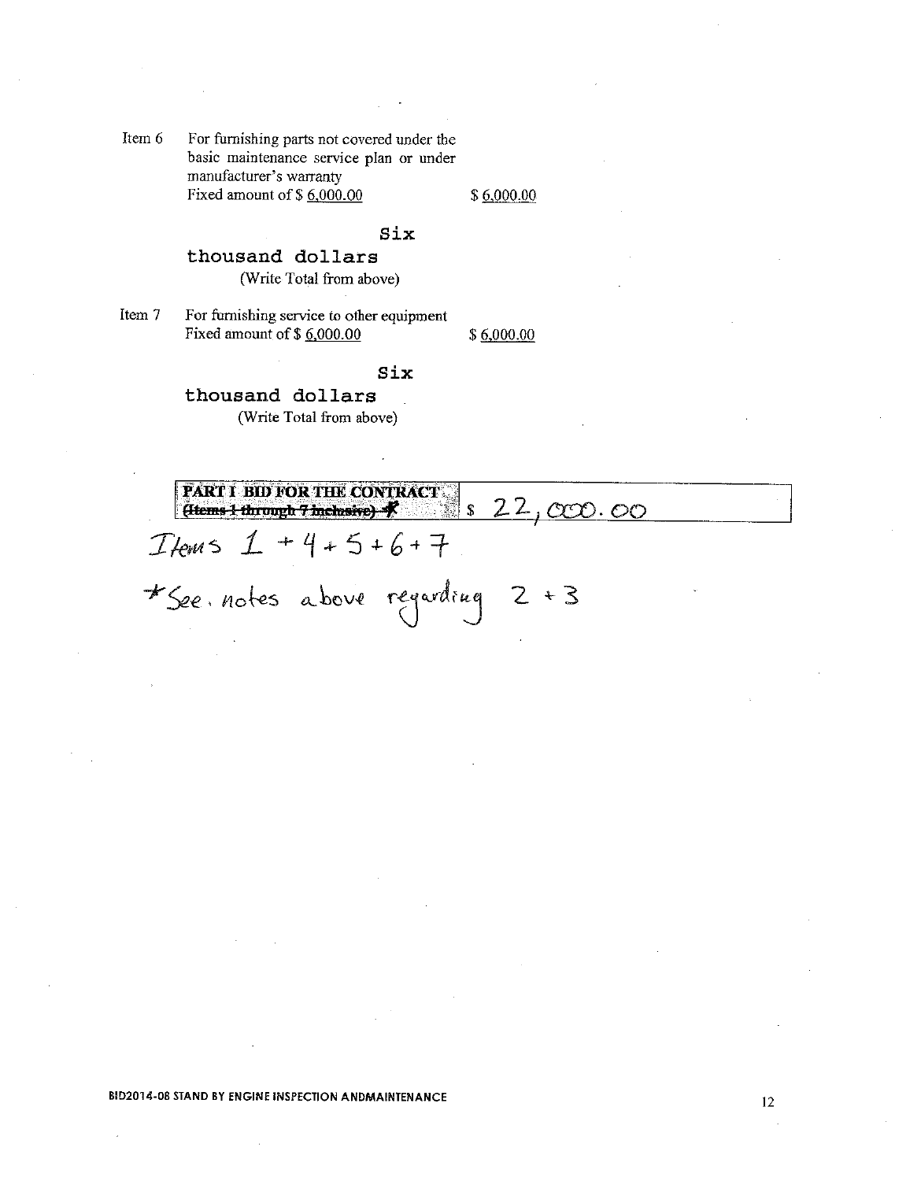Item 6 For furnishing parts not covered under the basic maintenance service plan or under manufacturer's warranty
Fixed amount of $ 6,000.00 $ 6,000.00

Six thousand dollars
(Write Total from above)

Item 7 For furnishing service to other equipment
Fixed amount of $ 6,000.00 $ 6,000.00

Six thousand dollars
(Write Total from above)

| **PART I BID FOR THE CONTRACT** ~~(Items 1 through 7 inclusive)~~ * | $ 22,000.00 |
| --- | --- |

Items 1 + 4 + 5 + 6 + 7

*See. notes above regarding 2 + 3

BID2014-08 STAND BY ENGINE INSPECTION ANDMAINTENANCE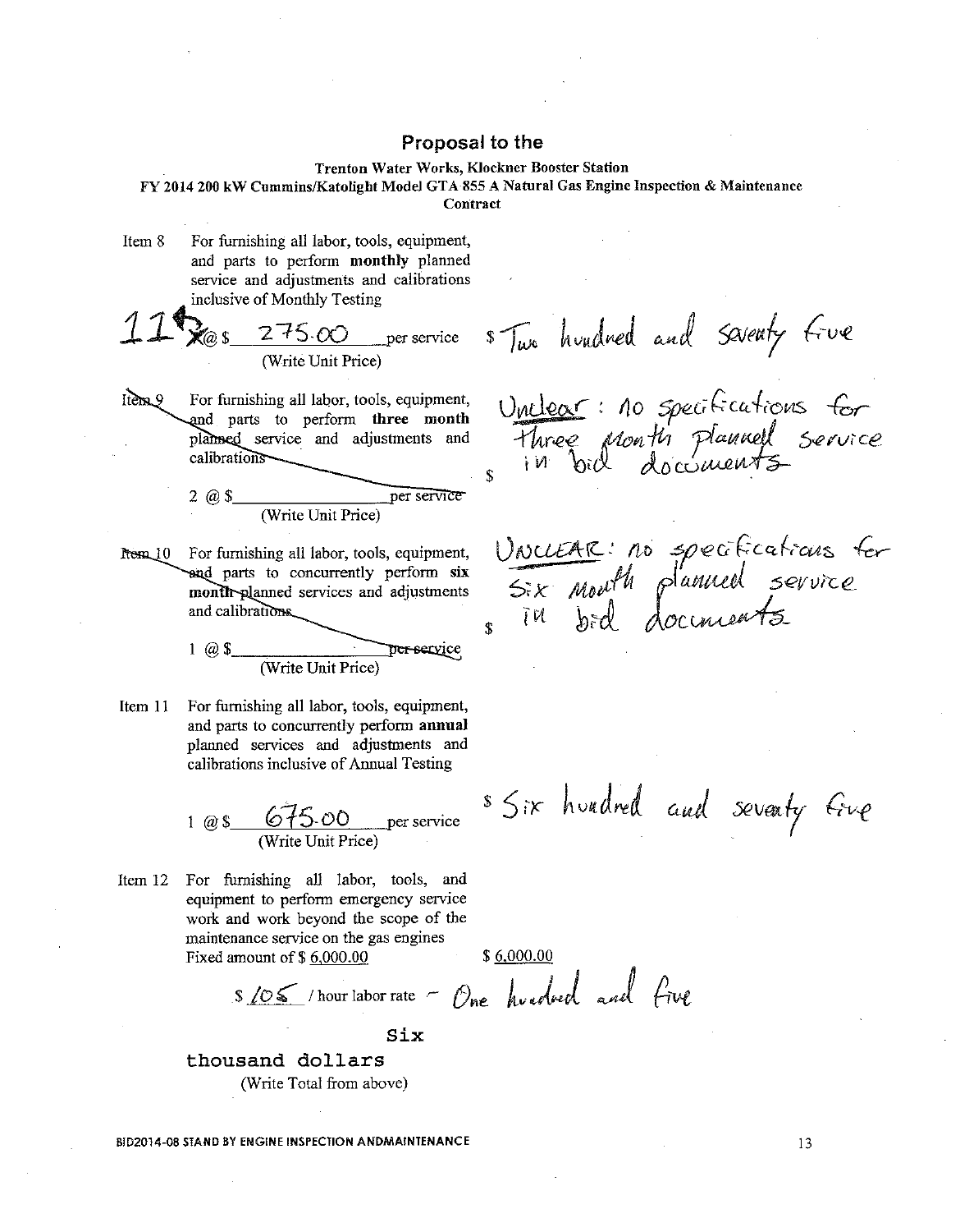## Proposal to the

**Trenton Water Works, Klockner Booster Station**
**FY 2014 200 kW Cummins/Katolight Model GTA 855 A Natural Gas Engine Inspection & Maintenance Contract**

Item 8 For furnishing all labor, tools, equipment, and parts to perform **monthly** planned service and adjustments and calibrations inclusive of Monthly Testing

11 @ $ 275.00 per service (Write Unit Price) $ Two hundred and seventy five

~~Item 9 For furnishing all labor, tools, equipment, and parts to perform **three month** planned service and adjustments and calibrations~~

~~2 @ $\_\_\_\_\_\_\_\_ per service (Write Unit Price)~~ $ Unclear: no specifications for three month planned service in bid documents

~~Item 10 For furnishing all labor, tools, equipment, and parts to concurrently perform **six month** planned services and adjustments and calibrations~~

~~1 @ $\_\_\_\_\_\_\_\_ per service (Write Unit Price)~~ $ UNCLEAR: no specifications for six month planned service in bid documents

Item 11 For furnishing all labor, tools, equipment, and parts to concurrently perform **annual** planned services and adjustments and calibrations inclusive of Annual Testing

1 @ $ 675.00 per service (Write Unit Price) $ Six hundred and seventy five

Item 12 For furnishing all labor, tools, and equipment to perform emergency service work and work beyond the scope of the maintenance service on the gas engines
Fixed amount of $ 6,000.00 $ 6,000.00

$ 105 / hour labor rate – One hundred and five

Six thousand dollars
(Write Total from above)

BID2014-08 STAND BY ENGINE INSPECTION ANDMAINTENANCE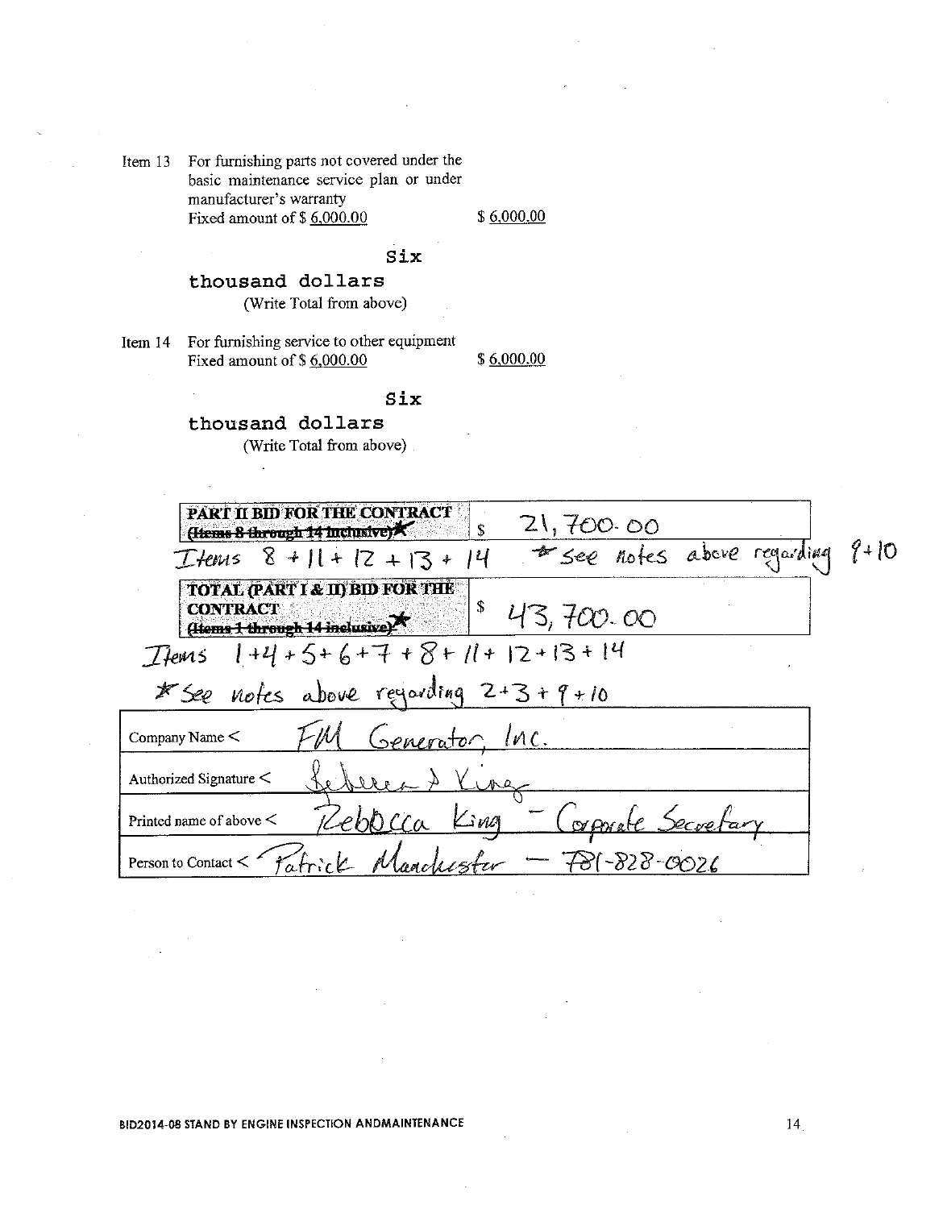Item 13 For furnishing parts not covered under the basic maintenance service plan or under manufacturer's warranty
Fixed amount of $ 6,000.00 $ 6,000.00

Six thousand dollars
(Write Total from above)

Item 14 For furnishing service to other equipment
Fixed amount of $ 6,000.00 $ 6,000.00

Six thousand dollars
(Write Total from above)

| | |
|---|---|
| **PART II BID FOR THE CONTRACT** ~~(Items 8 through 14 inclusive)~~* | $ 21,700.00 |

Items 8 + 11 + 12 + 13 + 14 *see notes above regarding 9 + 10

| | |
|---|---|
| **TOTAL (PART I & II) BID FOR THE CONTRACT** ~~(Items 1 through 14 inclusive)~~* | $ 43,700.00 |

Items 1 + 4 + 5 + 6 + 7 + 8 + 11 + 12 + 13 + 14

*See notes above regarding 2 + 3 + 9 + 10

| | |
|---|---|
| Company Name < | FM Generator, Inc. |
| Authorized Signature < | Rebecca A King |
| Printed name of above < | Rebecca King - Corporate Secretary |
| Person to Contact < | Patrick Manchester - 781-828-0026 |

BID2014-08 STAND BY ENGINE INSPECTION ANDMAINTENANCE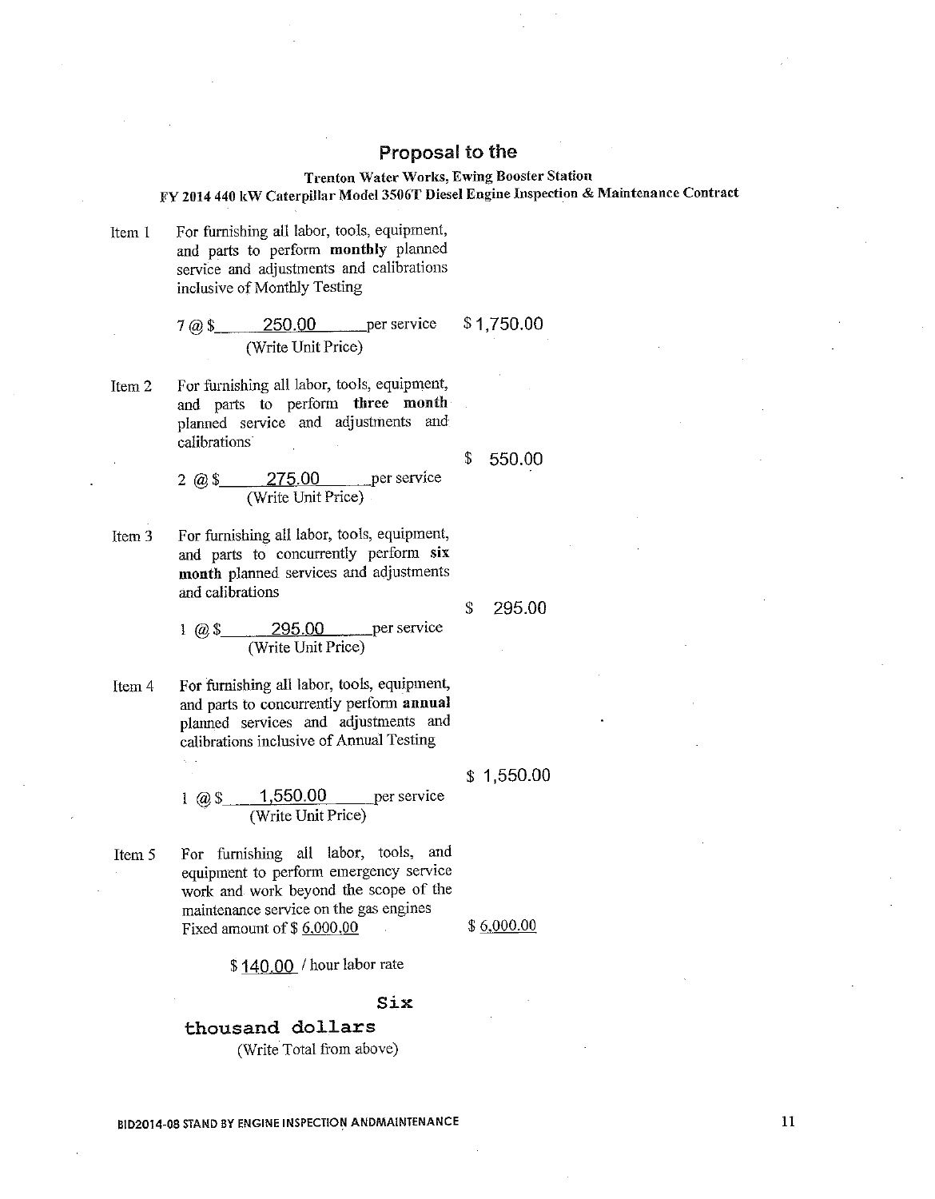## Proposal to the

**Trenton Water Works, Ewing Booster Station**
**FY 2014 440 kW Caterpillar Model 3506T Diesel Engine Inspection & Maintenance Contract**

Item 1 For furnishing all labor, tools, equipment, and parts to perform **monthly** planned service and adjustments and calibrations inclusive of Monthly Testing

7 @ $ 250.00 per service (Write Unit Price) $1,750.00

Item 2 For furnishing all labor, tools, equipment, and parts to perform **three month** planned service and adjustments and calibrations

2 @ $ 275.00 per service (Write Unit Price) $ 550.00

Item 3 For furnishing all labor, tools, equipment, and parts to concurrently perform **six month** planned services and adjustments and calibrations

1 @ $ 295.00 per service (Write Unit Price) $ 295.00

Item 4 For furnishing all labor, tools, equipment, and parts to concurrently perform **annual** planned services and adjustments and calibrations inclusive of Annual Testing

1 @ $ 1,550.00 per service (Write Unit Price) $ 1,550.00

Item 5 For furnishing all labor, tools, and equipment to perform emergency service work and work beyond the scope of the maintenance service on the gas engines Fixed amount of $ 6,000.00 $ 6,000.00

$ 140.00 / hour labor rate

Six thousand dollars
(Write Total from above)

BID2014-08 STAND BY ENGINE INSPECTION ANDMAINTENANCE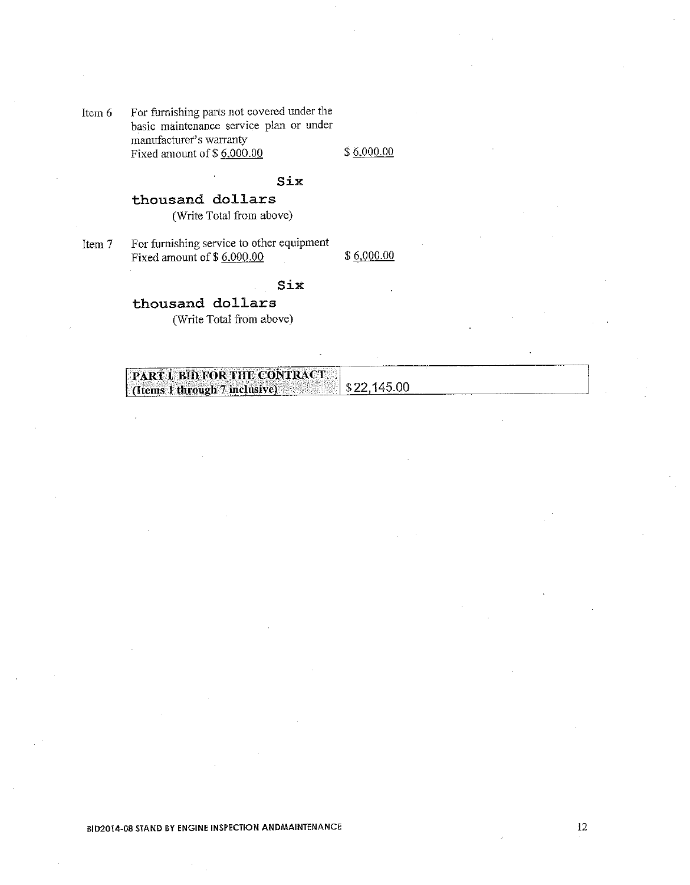Item 6 For furnishing parts not covered under the basic maintenance service plan or under manufacturer's warranty
Fixed amount of $ 6,000.00 $ 6,000.00

**Six thousand dollars**
(Write Total from above)

Item 7 For furnishing service to other equipment
Fixed amount of $ 6,000.00 $ 6,000.00

**Six thousand dollars**
(Write Total from above)

| **PART I BID FOR THE CONTRACT (Items 1 through 7 inclusive)** | $22,145.00 |
|---|---|

BID2014-08 STAND BY ENGINE INSPECTION ANDMAINTENANCE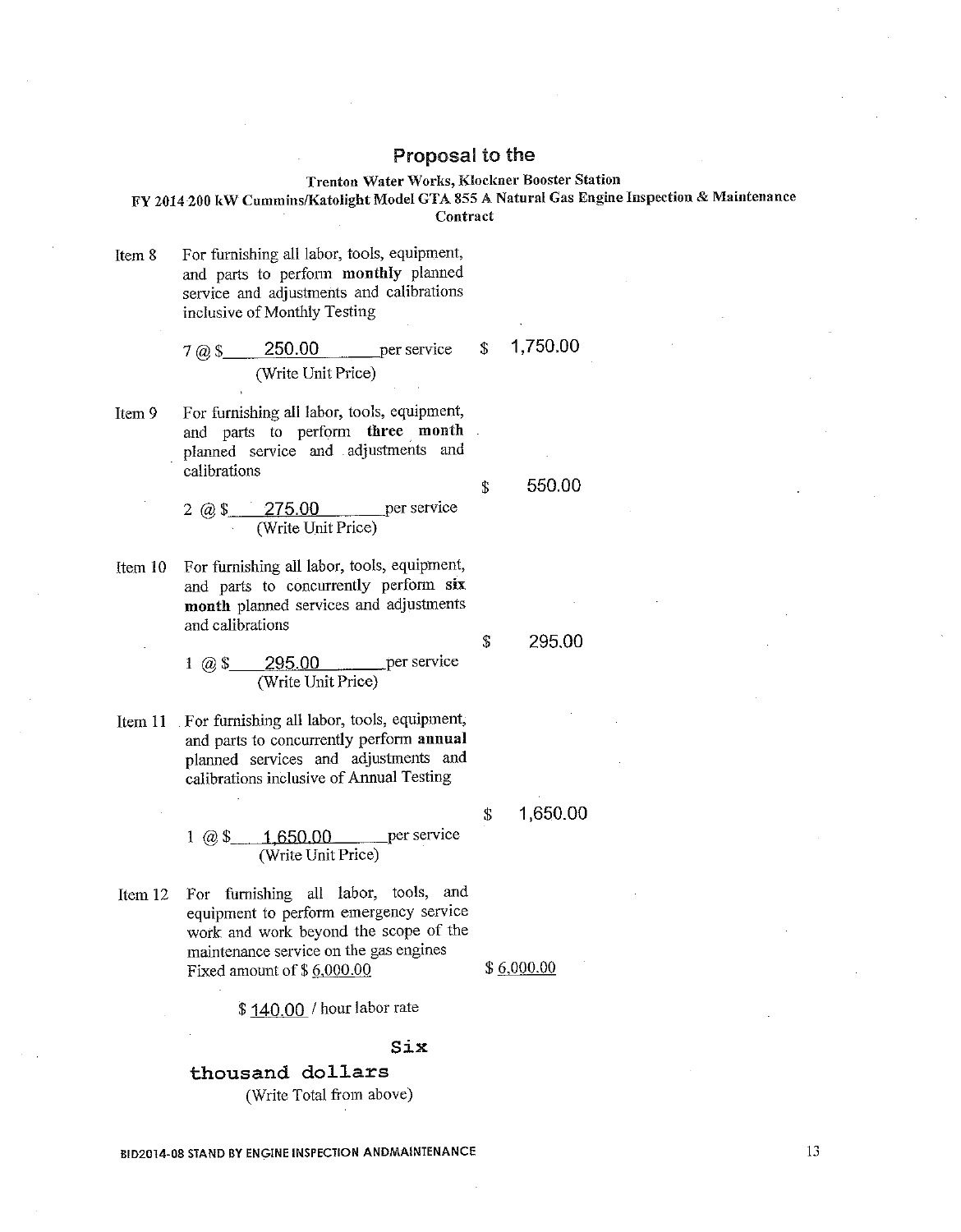# Proposal to the

**Trenton Water Works, Klockner Booster Station**
**FY 2014 200 kW Cummins/Katolight Model GTA 855 A Natural Gas Engine Inspection & Maintenance Contract**

Item 8 For furnishing all labor, tools, equipment, and parts to perform **monthly** planned service and adjustments and calibrations inclusive of Monthly Testing

7 @ $ 250.00 per service (Write Unit Price) — $ 1,750.00

Item 9 For furnishing all labor, tools, equipment, and parts to perform **three month** planned service and adjustments and calibrations

2 @ $ 275.00 per service (Write Unit Price) — $ 550.00

Item 10 For furnishing all labor, tools, equipment, and parts to concurrently perform **six month** planned services and adjustments and calibrations

1 @ $ 295.00 per service (Write Unit Price) — $ 295.00

Item 11 For furnishing all labor, tools, equipment, and parts to concurrently perform **annual** planned services and adjustments and calibrations inclusive of Annual Testing

1 @ $ 1,650.00 per service (Write Unit Price) — $ 1,650.00

Item 12 For furnishing all labor, tools, and equipment to perform emergency service work and work beyond the scope of the maintenance service on the gas engines Fixed amount of $ 6,000.00 — $ 6,000.00

$ 140.00 / hour labor rate

**Six thousand dollars**
(Write Total from above)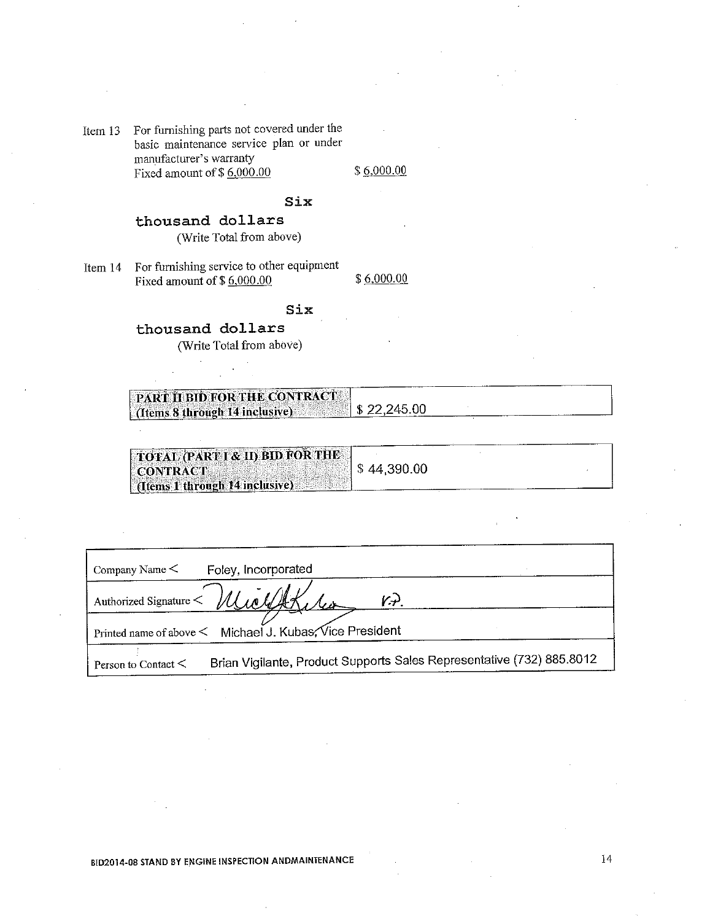Item 13 For furnishing parts not covered under the basic maintenance service plan or under manufacturer's warranty
Fixed amount of $ 6,000.00 $ 6,000.00

Six thousand dollars
(Write Total from above)

Item 14 For furnishing service to other equipment
Fixed amount of $ 6,000.00 $ 6,000.00

Six thousand dollars
(Write Total from above)

| **PART II BID FOR THE CONTRACT (Items 8 through 14 inclusive)** | $ 22,245.00 |
|---|---|

| **TOTAL (PART I & II) BID FOR THE CONTRACT (Items 1 through 14 inclusive)** | $ 44,390.00 |
|---|---|

| | |
|---|---|
| Company Name < | Foley, Incorporated |
| Authorized Signature < | [signature] V.P. |
| Printed name of above < | Michael J. Kubas, Vice President |
| Person to Contact < | Brian Vigilante, Product Supports Sales Representative (732) 885.8012 |

BID2014-08 STAND BY ENGINE INSPECTION ANDMAINTENANCE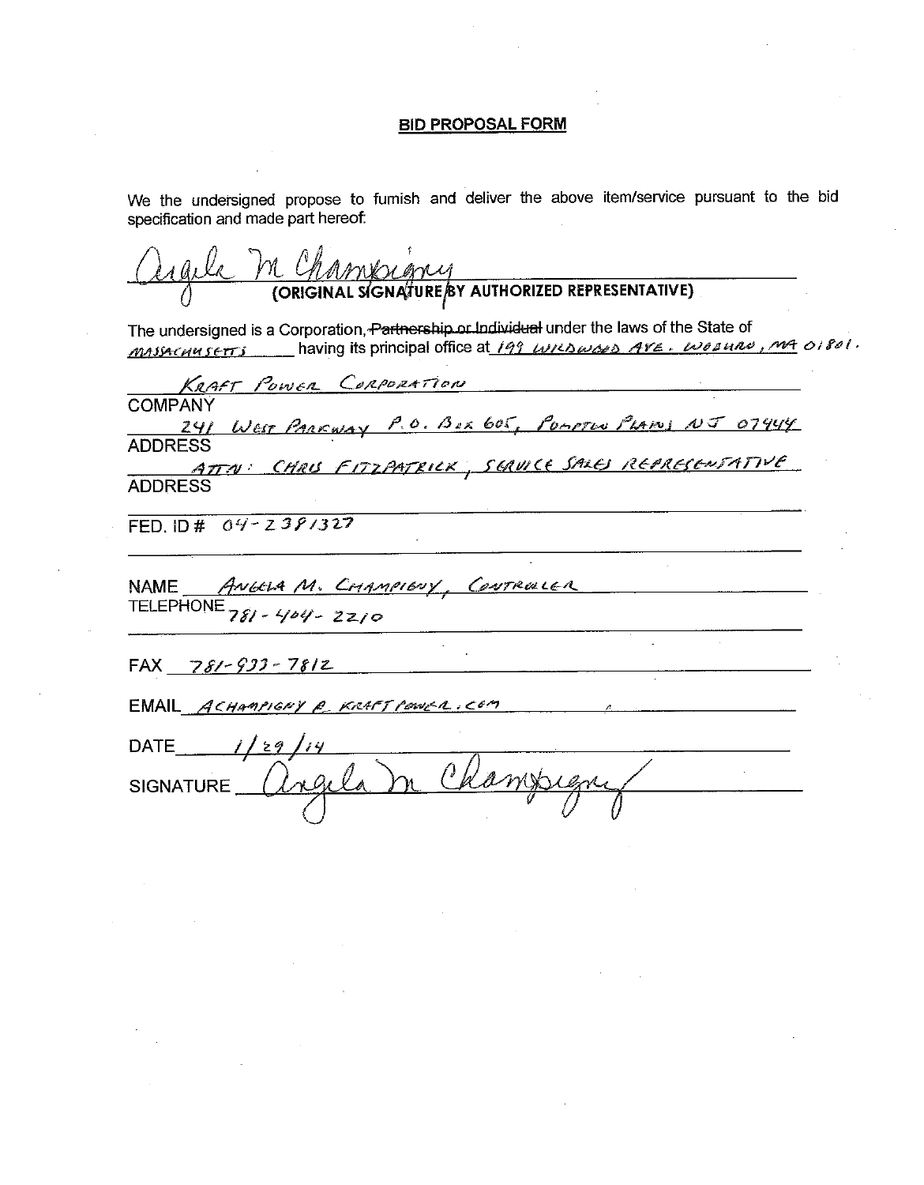**BID PROPOSAL FORM**

We the undersigned propose to furnish and deliver the above item/service pursuant to the bid specification and made part hereof:

Angela M Champigny
**(ORIGINAL SIGNATURE BY AUTHORIZED REPRESENTATIVE)**

The undersigned is a Corporation, ~~Partnership or Individual~~ under the laws of the State of MASSACHUSETTS having its principal office at 199 WILDWOOD AVE. WOBURN, MA 01801.

KRAFT POWER CORPORATION
COMPANY

241 WEST PARKWAY P.O. BOX 605, POMPTON PLAINS NJ 07444
ADDRESS

ATTN: CHRIS FITZPATRICK, SERVICE SALES REPRESENTATIVE
ADDRESS

FED. ID # 04-2381327

NAME ANGELA M. CHAMPIGNY, CONTROLLER
TELEPHONE 781-404-2210

FAX 781-933-7812

EMAIL ACHAMPIGNY @ KRAFTPOWER.COM

DATE 1/29/14

SIGNATURE Angela M Champigny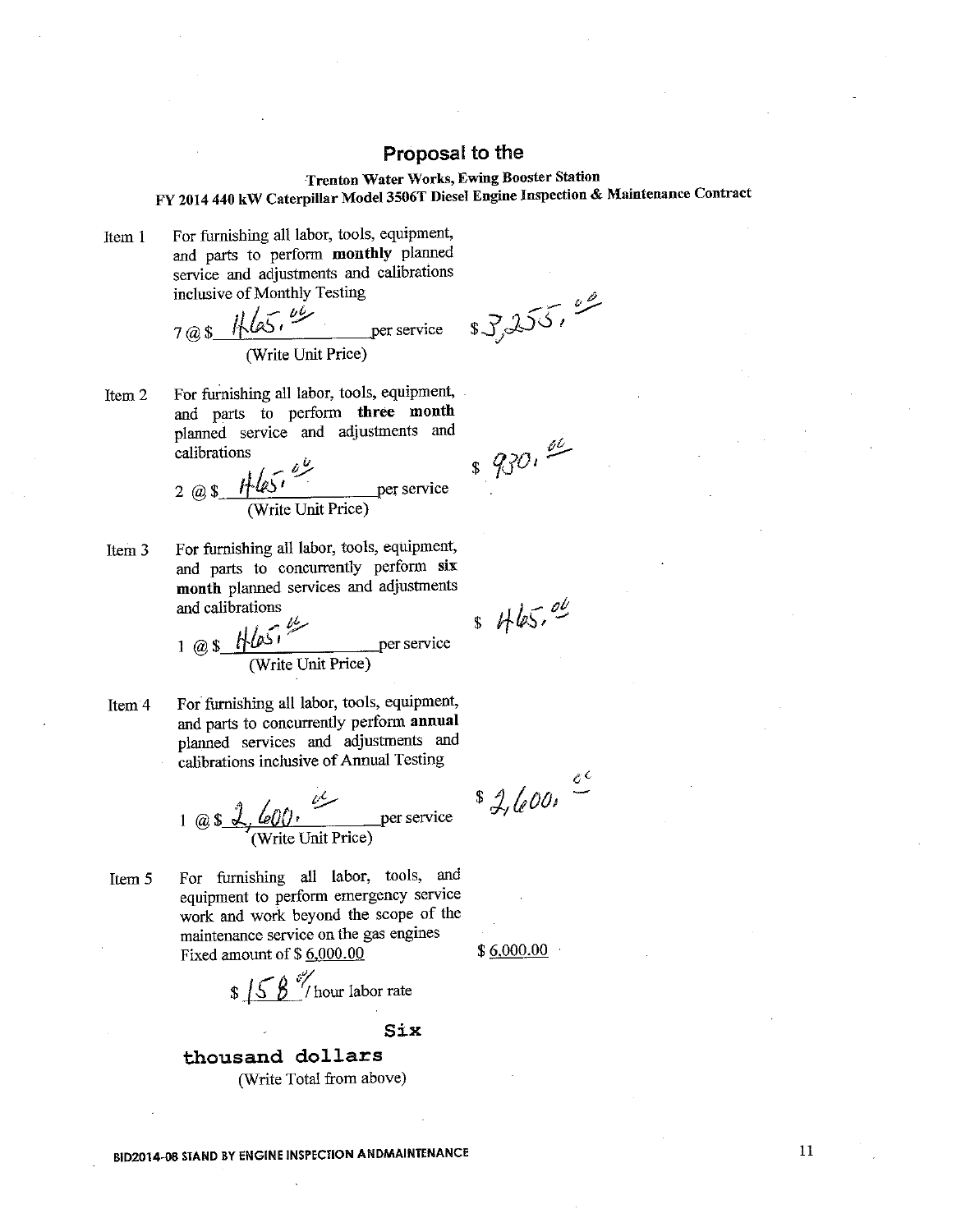# Proposal to the

### Trenton Water Works, Ewing Booster Station
### FY 2014 440 kW Caterpillar Model 3506T Diesel Engine Inspection & Maintenance Contract

Item 1 For furnishing all labor, tools, equipment, and parts to perform **monthly** planned service and adjustments and calibrations inclusive of Monthly Testing

7 @ $ 465.00 per service $ 3,255.00
(Write Unit Price)

Item 2 For furnishing all labor, tools, equipment, and parts to perform **three month** planned service and adjustments and calibrations

2 @ $ 465.00 per service $ 930.00
(Write Unit Price)

Item 3 For furnishing all labor, tools, equipment, and parts to concurrently perform **six month** planned services and adjustments and calibrations

1 @ $ 465.00 per service $ 465.00
(Write Unit Price)

Item 4 For furnishing all labor, tools, equipment, and parts to concurrently perform **annual** planned services and adjustments and calibrations inclusive of Annual Testing

1 @ $ 2,600.00 per service $ 2,600.00
(Write Unit Price)

Item 5 For furnishing all labor, tools, and equipment to perform emergency service work and work beyond the scope of the maintenance service on the gas engines
Fixed amount of $ 6,000.00 $ 6,000.00

$ 158.00 / hour labor rate

**Six thousand dollars**
(Write Total from above)

BID2014-08 STAND BY ENGINE INSPECTION ANDMAINTENANCE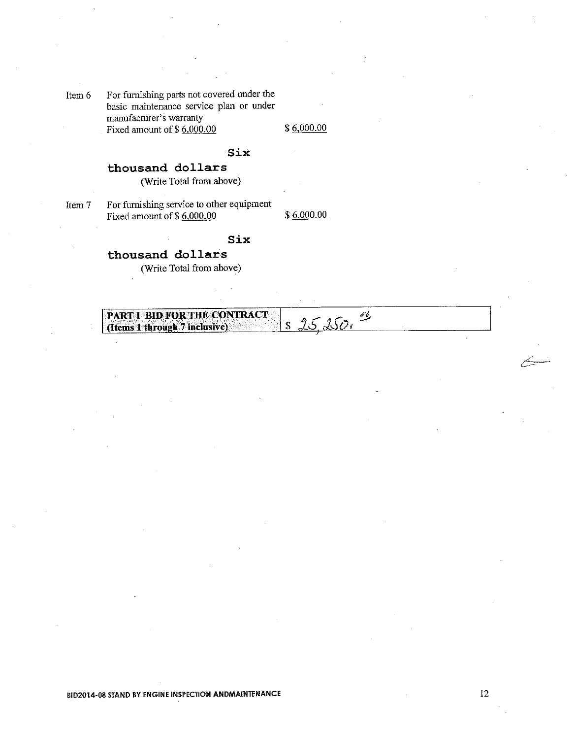Item 6 For furnishing parts not covered under the basic maintenance service plan or under manufacturer's warranty
Fixed amount of $ 6,000.00 $ 6,000.00

**Six thousand dollars**
(Write Total from above)

Item 7 For furnishing service to other equipment
Fixed amount of $ 6,000.00 $ 6,000.00

**Six thousand dollars**
(Write Total from above)

| **PART I BID FOR THE CONTRACT (Items 1 through 7 inclusive)** | $ 25,250.00 |
|---|---|

BID2014-08 STAND BY ENGINE INSPECTION ANDMAINTENANCE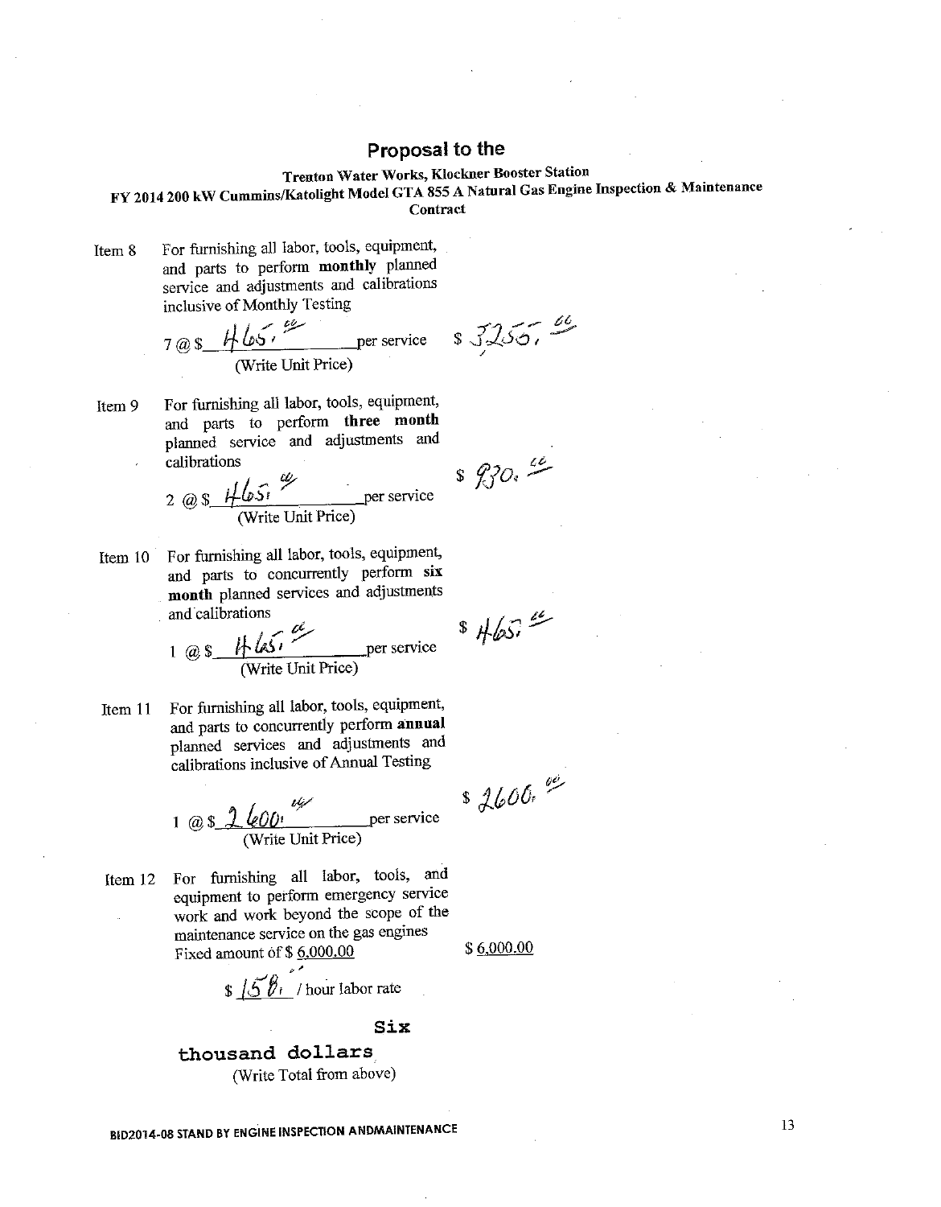## Proposal to the

**Trenton Water Works, Klockner Booster Station**
**FY 2014 200 kW Cummins/Katolight Model GTA 855 A Natural Gas Engine Inspection & Maintenance Contract**

Item 8 For furnishing all labor, tools, equipment, and parts to perform **monthly** planned service and adjustments and calibrations inclusive of Monthly Testing

7 @ $ 465.00 per service (Write Unit Price) $ 3255.00

Item 9 For furnishing all labor, tools, equipment, and parts to perform **three month** planned service and adjustments and calibrations

2 @ $ 465.00 per service (Write Unit Price) $ 930.00

Item 10 For furnishing all labor, tools, equipment, and parts to concurrently perform **six month** planned services and adjustments and calibrations

1 @ $ 465.00 per service (Write Unit Price) $ 465.00

Item 11 For furnishing all labor, tools, equipment, and parts to concurrently perform **annual** planned services and adjustments and calibrations inclusive of Annual Testing

1 @ $ 2600.00 per service (Write Unit Price) $ 2600.00

Item 12 For furnishing all labor, tools, and equipment to perform emergency service work and work beyond the scope of the maintenance service on the gas engines Fixed amount of $ 6,000.00 $ 6,000.00

$ 158.00 / hour labor rate

Six thousand dollars
(Write Total from above)

BID2014-08 STAND BY ENGINE INSPECTION ANDMAINTENANCE